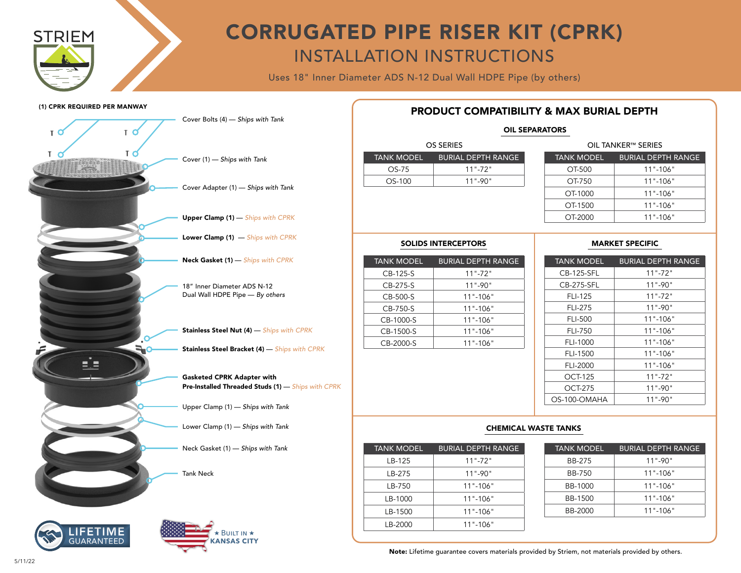STRIEM

# CORRUGATED PIPE RISER KIT (CPRK)

## INSTALLATION INSTRUCTIONS

Uses 18" Inner Diameter ADS N-12 Dual Wall HDPE Pipe (by others)

**(1) CPRK REQUIRED PER MANWAY**

- Cover Bolts (4) — *Ships with Tank*
- Cover (1) — *Ships with Tank*
- Cover Adapter (1) — *Ships with Tank*
- **Upper Clamp (1)** — *Ships with CPRK*
- **Lower Clamp (1)** — *Ships with CPRK*
- **Neck Gasket (1)** — *Ships with CPRK*
- 18" Inner Diameter ADS N-12 Dual Wall HDPE Pipe — *By others*
- **Stainless Steel Nut (4)** — *Ships with CPRK*
- **Stainless Steel Bracket (4)** — *Ships with CPRK*
- **Gasketed CPRK Adapter with Pre-Installed Threaded Studs (1)** — *Ships with CPRK*
- Upper Clamp (1) — *Ships with Tank*
- Lower Clamp (1) — *Ships with Tank*
- Neck Gasket (1) — *Ships with Tank*
- Tank Neck

LIFETIME GUARANTEED

★ BUILT IN ★ KANSAS CITY

## PRODUCT COMPATIBILITY & MAX BURIAL DEPTH

### OIL SEPARATORS

OS SERIES

| TANK MODEL | BURIAL DEPTH RANGE |
|---|---|
| OS-75 | 11"-72" |
| OS-100 | 11"-90" |

OIL TANKER™ SERIES

| TANK MODEL | BURIAL DEPTH RANGE |
|---|---|
| OT-500 | 11"-106" |
| OT-750 | 11"-106" |
| OT-1000 | 11"-106" |
| OT-1500 | 11"-106" |
| OT-2000 | 11"-106" |

### SOLIDS INTERCEPTORS

| TANK MODEL | BURIAL DEPTH RANGE |
|---|---|
| CB-125-S | 11"-72" |
| CB-275-S | 11"-90" |
| CB-500-S | 11"-106" |
| CB-750-S | 11"-106" |
| CB-1000-S | 11"-106" |
| CB-1500-S | 11"-106" |
| CB-2000-S | 11"-106" |

### MARKET SPECIFIC

| TANK MODEL | BURIAL DEPTH RANGE |
|---|---|
| CB-125-SFL | 11"-72" |
| CB-275-SFL | 11"-90" |
| FLI-125 | 11"-72" |
| FLI-275 | 11"-90" |
| FLI-500 | 11"-106" |
| FLI-750 | 11"-106" |
| FLI-1000 | 11"-106" |
| FLI-1500 | 11"-106" |
| FLI-2000 | 11"-106" |
| OCT-125 | 11"-72" |
| OCT-275 | 11"-90" |
| OS-100-OMAHA | 11"-90" |

### CHEMICAL WASTE TANKS

| TANK MODEL | BURIAL DEPTH RANGE |
|---|---|
| LB-125 | 11"-72" |
| LB-275 | 11"-90" |
| LB-750 | 11"-106" |
| LB-1000 | 11"-106" |
| LB-1500 | 11"-106" |
| LB-2000 | 11"-106" |

| TANK MODEL | BURIAL DEPTH RANGE |
|---|---|
| BB-275 | 11"-90" |
| BB-750 | 11"-106" |
| BB-1000 | 11"-106" |
| BB-1500 | 11"-106" |
| BB-2000 | 11"-106" |

**Note:** Lifetime guarantee covers materials provided by Striem, not materials provided by others.

5/11/22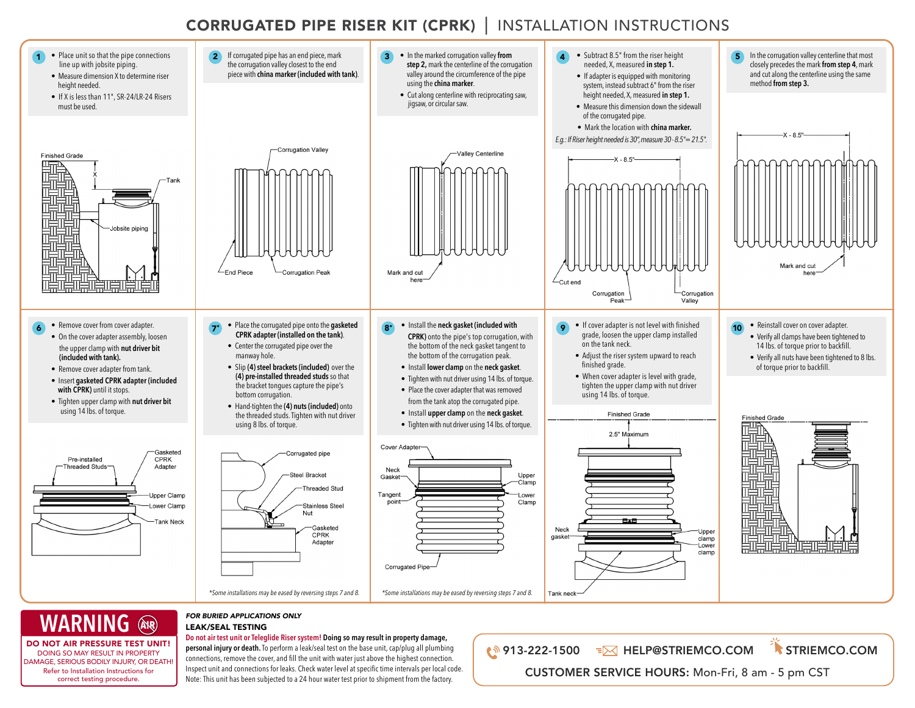# CORRUGATED PIPE RISER KIT (CPRK) | INSTALLATION INSTRUCTIONS

**1**

- Place unit so that the pipe connections line up with jobsite piping.
- Measure dimension X to determine riser height needed.
- If X is less than 11", SR-24/LR-24 Risers must be used.

Finished Grade
X
Tank
Jobsite piping

**2**

If corrugated pipe has an end piece, mark the corrugation valley closest to the end piece with **china marker (included with tank)**.

Corrugation Valley
End Piece
Corrugation Peak

**3**

- In the marked corrugation valley **from step 2**, mark the centerline of the corrugation valley around the circumference of the pipe using the **china marker**.
- Cut along centerline with reciprocating saw, jigsaw, or circular saw.

Valley Centerline
Mark and cut here

**4**

- Subtract 8.5" from the riser height needed, X, measured **in step 1.**
- If adapter is equipped with monitoring system, instead subtract 6" from the riser height needed, X, measured **in step 1.**
- Measure this dimension down the sidewall of the corrugated pipe.
- Mark the location with **china marker.**

*E.g.: If Riser height needed is 30", measure 30 - 8.5"= 21.5".*

X - 8.5"
Cut end
Corrugation Peak
Corrugation Valley

**5**

In the corrugation valley centerline that most closely precedes the mark **from step 4**, mark and cut along the centerline using the same method **from step 3.**

X - 8.5"
Mark and cut here

**6**

- Remove cover from cover adapter.
- On the cover adapter assembly, loosen the upper clamp with **nut driver bit (included with tank).**
- Remove cover adapter from tank.
- Insert **gasketed CPRK adapter (included with CPRK)** until it stops.
- Tighten upper clamp with **nut driver bit** using 14 lbs. of torque.

Pre-installed Threaded Studs
Gasketed CPRK Adapter
Upper Clamp
Lower Clamp
Tank Neck

**7***

- Place the corrugated pipe onto the **gasketed CPRK adapter (installed on the tank)**.
- Center the corrugated pipe over the manway hole.
- Slip **(4) steel brackets (included)** over the **(4) pre-installed threaded studs** so that the bracket tongues capture the pipe's bottom corrugation.
- Hand-tighten the **(4) nuts (included)** onto the threaded studs. Tighten with nut driver using 8 lbs. of torque.

Corrugated pipe
Steel Bracket
Threaded Stud
Stainless Steel Nut
Gasketed CPRK Adapter

*\*Some installations may be eased by reversing steps 7 and 8.*

**8***

- Install the **neck gasket (included with CPRK)** onto the pipe's top corrugation, with the bottom of the neck gasket tangent to the bottom of the corrugation peak.
- Install **lower clamp** on the **neck gasket**.
- Tighten with nut driver using 14 lbs. of torque.
- Place the cover adapter that was removed from the tank atop the corrugated pipe.
- Install **upper clamp** on the **neck gasket**.
- Tighten with nut driver using 14 lbs. of torque.

Cover Adapter
Neck Gasket
Tangent point
Upper Clamp
Lower Clamp
Corrugated Pipe

*\*Some installations may be eased by reversing steps 7 and 8.*

**9**

- If cover adapter is not level with finished grade, loosen the upper clamp installed on the tank neck.
- Adjust the riser system upward to reach finished grade.
- When cover adapter is level with grade, tighten the upper clamp with nut driver using 14 lbs. of torque.

Finished Grade
2.5" Maximum
Neck gasket
Upper clamp
Lower clamp
Tank neck

**10**

- Reinstall cover on cover adapter.
- Verify all clamps have been tightened to 14 lbs. of torque prior to backfill.
- Verify all nuts have been tightened to 8 lbs. of torque prior to backfill.

Finished Grade

## WARNING

**DO NOT AIR PRESSURE TEST UNIT!**
DOING SO MAY RESULT IN PROPERTY DAMAGE, SERIOUS BODILY INJURY, OR DEATH!
Refer to Installation Instructions for correct testing procedure.

***FOR BURIED APPLICATIONS ONLY***

**LEAK/SEAL TESTING**

**Do not air test unit or Teleglide Riser system! Doing so may result in property damage, personal injury or death.** To perform a leak/seal test on the base unit, cap/plug all plumbing connections, remove the cover, and fill the unit with water just above the highest connection. Inspect unit and connections for leaks. Check water level at specific time intervals per local code. Note: This unit has been subjected to a 24 hour water test prior to shipment from the factory.

913-222-1500 | HELP@STRIEMCO.COM | STRIEMCO.COM

**CUSTOMER SERVICE HOURS:** Mon-Fri, 8 am - 5 pm CST